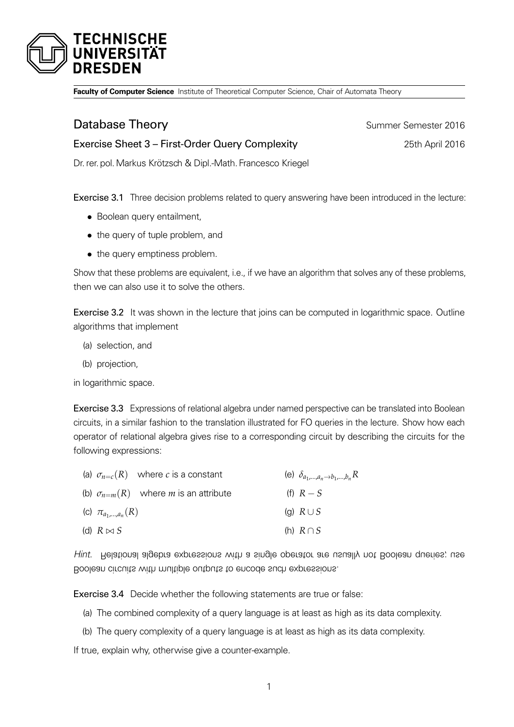TECHNISCHE UNIVERSITÄT DRESDEN

**Faculty of Computer Science** Institute of Theoretical Computer Science, Chair of Automata Theory

# Database Theory

Summer Semester 2016

## Exercise Sheet 3 – First-Order Query Complexity

25th April 2016

Dr. rer. pol. Markus Krötzsch & Dipl.-Math. Francesco Kriegel

**Exercise 3.1** Three decision problems related to query answering have been introduced in the lecture:

- Boolean query entailment,
- the query of tuple problem, and
- the query emptiness problem.

Show that these problems are equivalent, i.e., if we have an algorithm that solves any of these problems, then we can also use it to solve the others.

**Exercise 3.2** It was shown in the lecture that joins can be computed in logarithmic space. Outline algorithms that implement

(a) selection, and

(b) projection,

in logarithmic space.

**Exercise 3.3** Expressions of relational algebra under named perspective can be translated into Boolean circuits, in a similar fashion to the translation illustrated for FO queries in the lecture. Show how each operator of relational algebra gives rise to a corresponding circuit by describing the circuits for the following expressions:

(a) $\sigma_{n=c}(R)$ where $c$ is a constant

(b) $\sigma_{n=m}(R)$ where $m$ is an attribute

(c) $\pi_{a_1,\ldots,a_n}(R)$

(d) $R \bowtie S$

(e) $\delta_{a_1,\ldots,a_n \to b_1,\ldots,b_n} R$

(f) $R - S$

(g) $R \cup S$

(h) $R \cap S$

*Hint.* Relational algebra expressions with a single operator are usually not Boolean queries; use Boolean circuits with multiple outputs to encode such expressions.

**Exercise 3.4** Decide whether the following statements are true or false:

(a) The combined complexity of a query language is at least as high as its data complexity.

(b) The query complexity of a query language is at least as high as its data complexity.

If true, explain why, otherwise give a counter-example.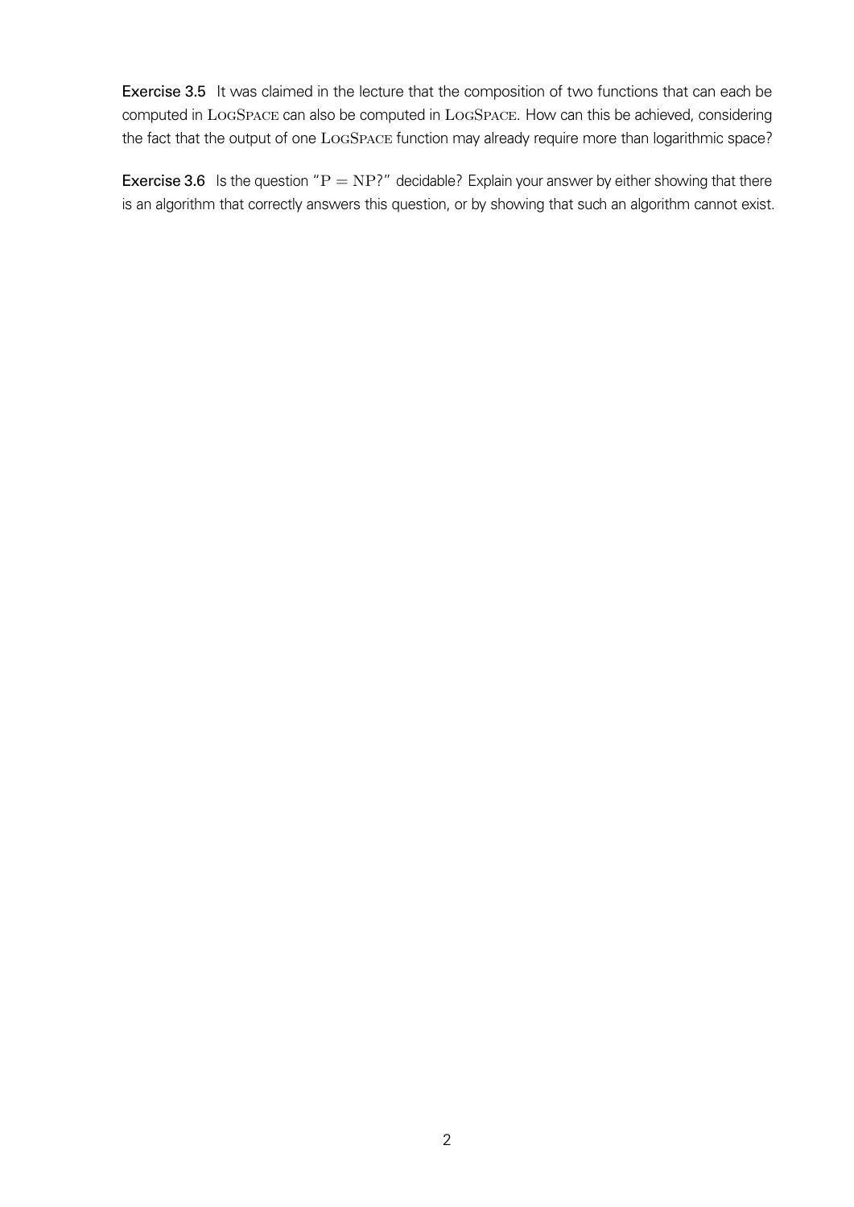**Exercise 3.5** It was claimed in the lecture that the composition of two functions that can each be computed in LogSpace can also be computed in LogSpace. How can this be achieved, considering the fact that the output of one LogSpace function may already require more than logarithmic space?

**Exercise 3.6** Is the question "$\mathrm{P} = \mathrm{NP}$?" decidable? Explain your answer by either showing that there is an algorithm that correctly answers this question, or by showing that such an algorithm cannot exist.